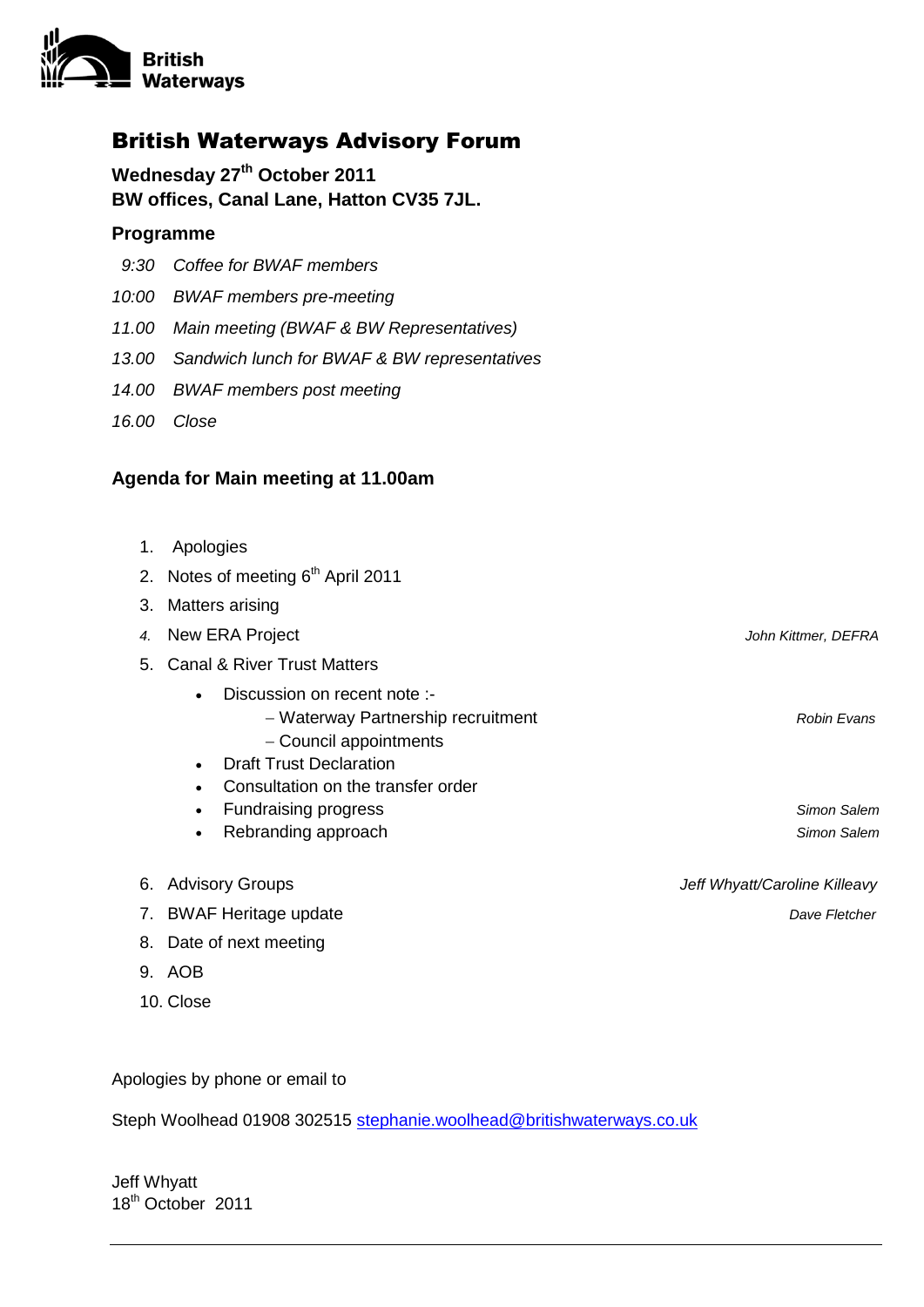British Waterways

# British Waterways Advisory Forum

**Wednesday 27th October 2011**
**BW offices, Canal Lane, Hatton CV35 7JL.**

## Programme

*9:30 Coffee for BWAF members*

*10:00 BWAF members pre-meeting*

*11.00 Main meeting (BWAF & BW Representatives)*

*13.00 Sandwich lunch for BWAF & BW representatives*

*14.00 BWAF members post meeting*

*16.00 Close*

## Agenda for Main meeting at 11.00am

1. Apologies
2. Notes of meeting 6th April 2011
3. Matters arising
4. New ERA Project — *John Kittmer, DEFRA*
5. Canal & River Trust Matters
   - Discussion on recent note :-
     - Waterway Partnership recruitment — *Robin Evans*
     - Council appointments
   - Draft Trust Declaration
   - Consultation on the transfer order
   - Fundraising progress — *Simon Salem*
   - Rebranding approach — *Simon Salem*
6. Advisory Groups — *Jeff Whyatt/Caroline Killeavy*
7. BWAF Heritage update — *Dave Fletcher*
8. Date of next meeting
9. AOB
10. Close

Apologies by phone or email to

Steph Woolhead 01908 302515 stephanie.woolhead@britishwaterways.co.uk

Jeff Whyatt
18th October 2011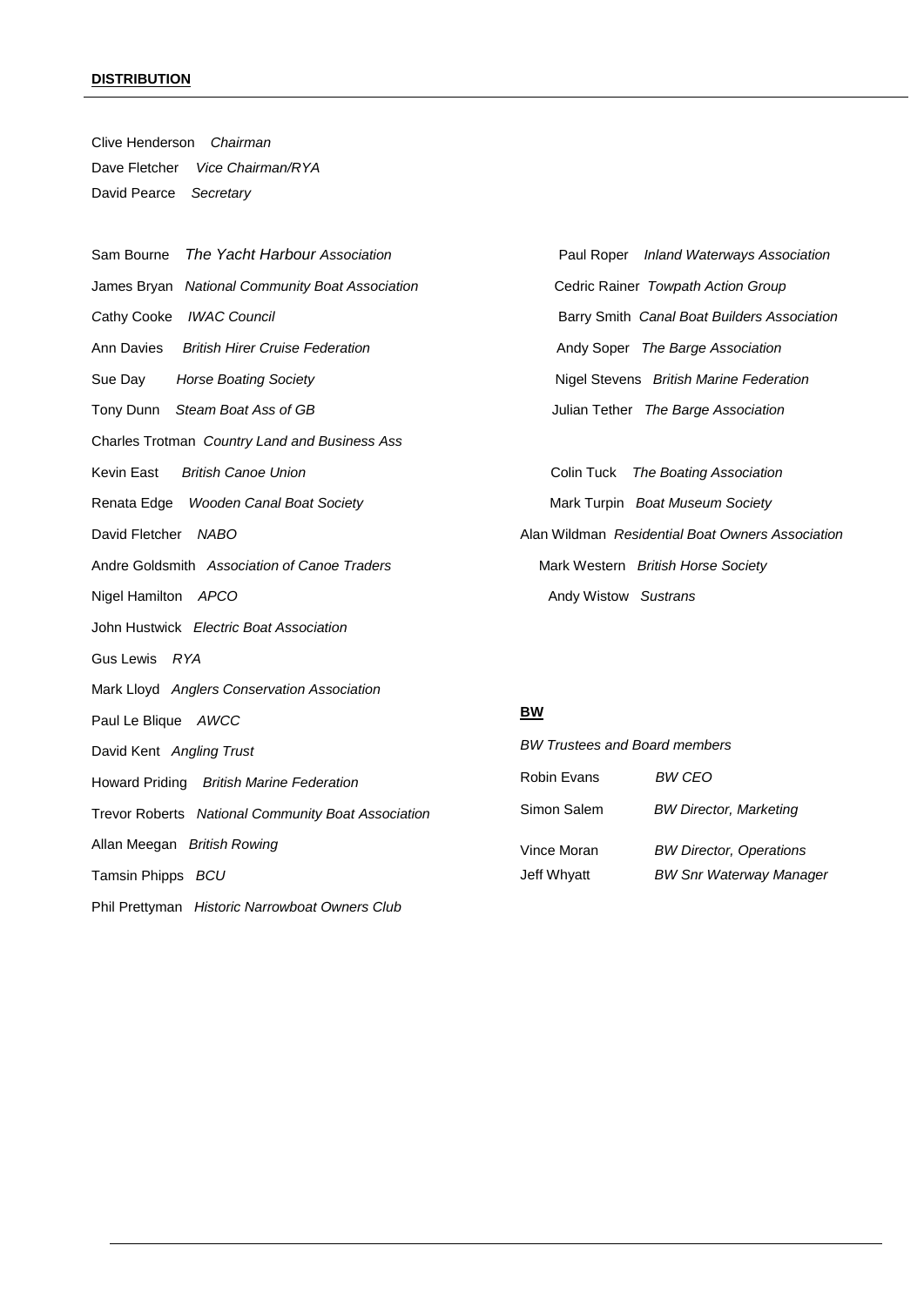**DISTRIBUTION**

Clive Henderson *Chairman*
Dave Fletcher *Vice Chairman/RYA*
David Pearce *Secretary*

Sam Bourne *The Yacht Harbour Association*
James Bryan *National Community Boat Association*
Cathy Cooke *IWAC Council*
Ann Davies *British Hirer Cruise Federation*
Sue Day *Horse Boating Society*
Tony Dunn *Steam Boat Ass of GB*
Charles Trotman *Country Land and Business Ass*
Kevin East *British Canoe Union*
Renata Edge *Wooden Canal Boat Society*
David Fletcher *NABO*
Andre Goldsmith *Association of Canoe Traders*
Nigel Hamilton *APCO*
John Hustwick *Electric Boat Association*
Gus Lewis *RYA*
Mark Lloyd *Anglers Conservation Association*
Paul Le Blique *AWCC*
David Kent *Angling Trust*
Howard Priding *British Marine Federation*
Trevor Roberts *National Community Boat Association*
Allan Meegan *British Rowing*
Tamsin Phipps *BCU*
Phil Prettyman *Historic Narrowboat Owners Club*

Paul Roper *Inland Waterways Association*
Cedric Rainer *Towpath Action Group*
Barry Smith *Canal Boat Builders Association*
Andy Soper *The Barge Association*
Nigel Stevens *British Marine Federation*
Julian Tether *The Barge Association*

Colin Tuck *The Boating Association*
Mark Turpin *Boat Museum Society*
Alan Wildman *Residential Boat Owners Association*
Mark Western *British Horse Society*
Andy Wistow *Sustrans*

**BW**

*BW Trustees and Board members*

| | |
|---|---|
| Robin Evans | *BW CEO* |
| Simon Salem | *BW Director, Marketing* |
| Vince Moran | *BW Director, Operations* |
| Jeff Whyatt | *BW Snr Waterway Manager* |